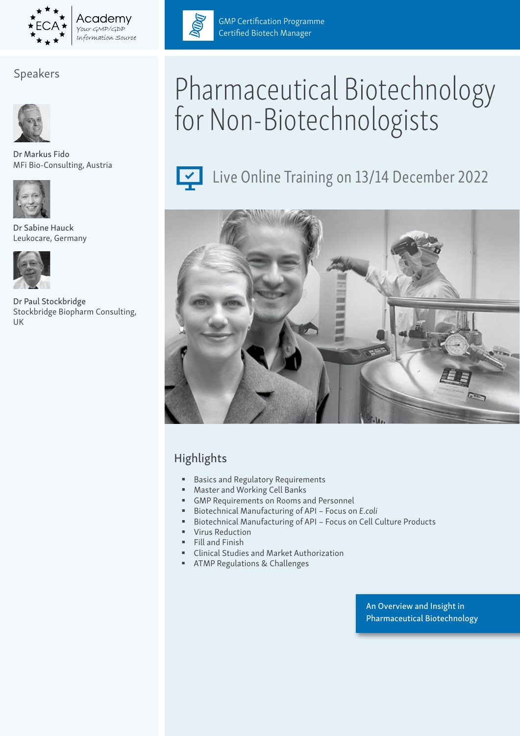ECA Academy
Your GMP/GDP Information Source

GMP Certification Programme
Certified Biotech Manager

# Pharmaceutical Biotechnology for Non-Biotechnologists

Live Online Training on 13/14 December 2022

## Speakers

Dr Markus Fido
MFi Bio-Consulting, Austria

Dr Sabine Hauck
Leukocare, Germany

Dr Paul Stockbridge
Stockbridge Biopharm Consulting, UK

## Highlights

- Basics and Regulatory Requirements
- Master and Working Cell Banks
- GMP Requirements on Rooms and Personnel
- Biotechnical Manufacturing of API – Focus on *E.coli*
- Biotechnical Manufacturing of API – Focus on Cell Culture Products
- Virus Reduction
- Fill and Finish
- Clinical Studies and Market Authorization
- ATMP Regulations & Challenges

An Overview and Insight in Pharmaceutical Biotechnology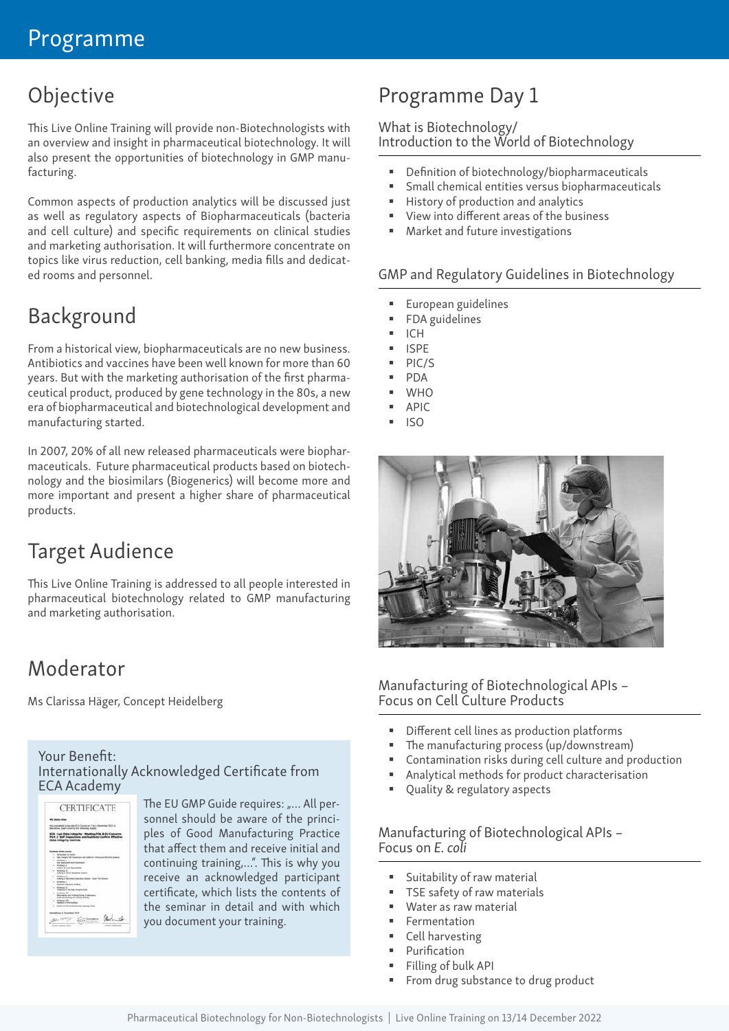# Programme

## Objective

This Live Online Training will provide non-Biotechnologists with an overview and insight in pharmaceutical biotechnology. It will also present the opportunities of biotechnology in GMP manufacturing.

Common aspects of production analytics will be discussed just as well as regulatory aspects of Biopharmaceuticals (bacteria and cell culture) and specific requirements on clinical studies and marketing authorisation. It will furthermore concentrate on topics like virus reduction, cell banking, media fills and dedicated rooms and personnel.

## Background

From a historical view, biopharmaceuticals are no new business. Antibiotics and vaccines have been well known for more than 60 years. But with the marketing authorisation of the first pharmaceutical product, produced by gene technology in the 80s, a new era of biopharmaceutical and biotechnological development and manufacturing started.

In 2007, 20% of all new released pharmaceuticals were biopharmaceuticals. Future pharmaceutical products based on biotechnology and the biosimilars (Biogenerics) will become more and more important and present a higher share of pharmaceutical products.

## Target Audience

This Live Online Training is addressed to all people interested in pharmaceutical biotechnology related to GMP manufacturing and marketing authorisation.

## Moderator

Ms Clarissa Häger, Concept Heidelberg

### Your Benefit: Internationally Acknowledged Certificate from ECA Academy

The EU GMP Guide requires: „... All personnel should be aware of the principles of Good Manufacturing Practice that affect them and receive initial and continuing training,...". This is why you receive an acknowledged participant certificate, which lists the contents of the seminar in detail and with which you document your training.

## Programme Day 1

### What is Biotechnology/ Introduction to the World of Biotechnology

- Definition of biotechnology/biopharmaceuticals
- Small chemical entities versus biopharmaceuticals
- History of production and analytics
- View into different areas of the business
- Market and future investigations

### GMP and Regulatory Guidelines in Biotechnology

- European guidelines
- FDA guidelines
- ICH
- ISPE
- PIC/S
- PDA
- WHO
- APIC
- ISO

### Manufacturing of Biotechnological APIs – Focus on Cell Culture Products

- Different cell lines as production platforms
- The manufacturing process (up/downstream)
- Contamination risks during cell culture and production
- Analytical methods for product characterisation
- Quality & regulatory aspects

### Manufacturing of Biotechnological APIs – Focus on *E. coli*

- Suitability of raw material
- TSE safety of raw materials
- Water as raw material
- Fermentation
- Cell harvesting
- Purification
- Filling of bulk API
- From drug substance to drug product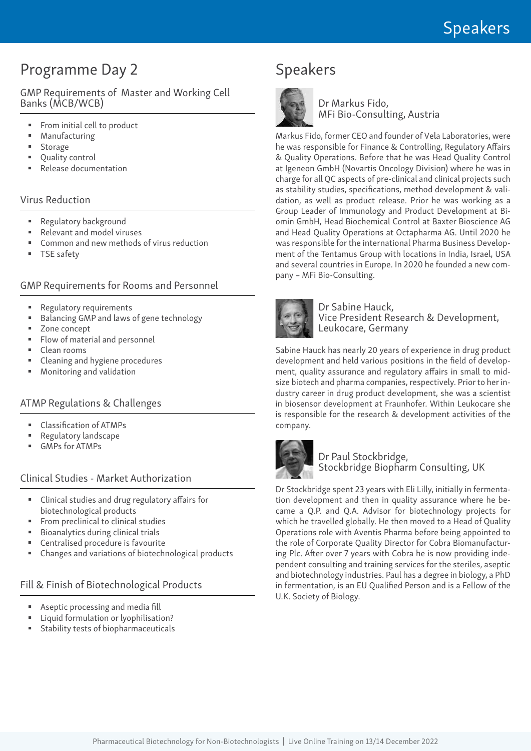# Programme Day 2

## GMP Requirements of Master and Working Cell Banks (MCB/WCB)

- From initial cell to product
- Manufacturing
- Storage
- Quality control
- Release documentation

## Virus Reduction

- Regulatory background
- Relevant and model viruses
- Common and new methods of virus reduction
- TSE safety

## GMP Requirements for Rooms and Personnel

- Regulatory requirements
- Balancing GMP and laws of gene technology
- Zone concept
- Flow of material and personnel
- Clean rooms
- Cleaning and hygiene procedures
- Monitoring and validation

## ATMP Regulations & Challenges

- Classification of ATMPs
- Regulatory landscape
- GMPs for ATMPs

## Clinical Studies - Market Authorization

- Clinical studies and drug regulatory affairs for biotechnological products
- From preclinical to clinical studies
- Bioanalytics during clinical trials
- Centralised procedure is favourite
- Changes and variations of biotechnological products

## Fill & Finish of Biotechnological Products

- Aseptic processing and media fill
- Liquid formulation or lyophilisation?
- Stability tests of biopharmaceuticals

# Speakers

### Dr Markus Fido, MFi Bio-Consulting, Austria

Markus Fido, former CEO and founder of Vela Laboratories, were he was responsible for Finance & Controlling, Regulatory Affairs & Quality Operations. Before that he was Head Quality Control at Igeneon GmbH (Novartis Oncology Division) where he was in charge for all QC aspects of pre-clinical and clinical projects such as stability studies, specifications, method development & validation, as well as product release. Prior he was working as a Group Leader of Immunology and Product Development at Biomin GmbH, Head Biochemical Control at Baxter Bioscience AG and Head Quality Operations at Octapharma AG. Until 2020 he was responsible for the international Pharma Business Development of the Tentamus Group with locations in India, Israel, USA and several countries in Europe. In 2020 he founded a new company – MFi Bio-Consulting.

### Dr Sabine Hauck, Vice President Research & Development, Leukocare, Germany

Sabine Hauck has nearly 20 years of experience in drug product development and held various positions in the field of development, quality assurance and regulatory affairs in small to mid-size biotech and pharma companies, respectively. Prior to her industry career in drug product development, she was a scientist in biosensor development at Fraunhofer. Within Leukocare she is responsible for the research & development activities of the company.

### Dr Paul Stockbridge, Stockbridge Biopharm Consulting, UK

Dr Stockbridge spent 23 years with Eli Lilly, initially in fermentation development and then in quality assurance where he became a Q.P. and Q.A. Advisor for biotechnology projects for which he travelled globally. He then moved to a Head of Quality Operations role with Aventis Pharma before being appointed to the role of Corporate Quality Director for Cobra Biomanufacturing Plc. After over 7 years with Cobra he is now providing independent consulting and training services for the steriles, aseptic and biotechnology industries. Paul has a degree in biology, a PhD in fermentation, is an EU Qualified Person and is a Fellow of the U.K. Society of Biology.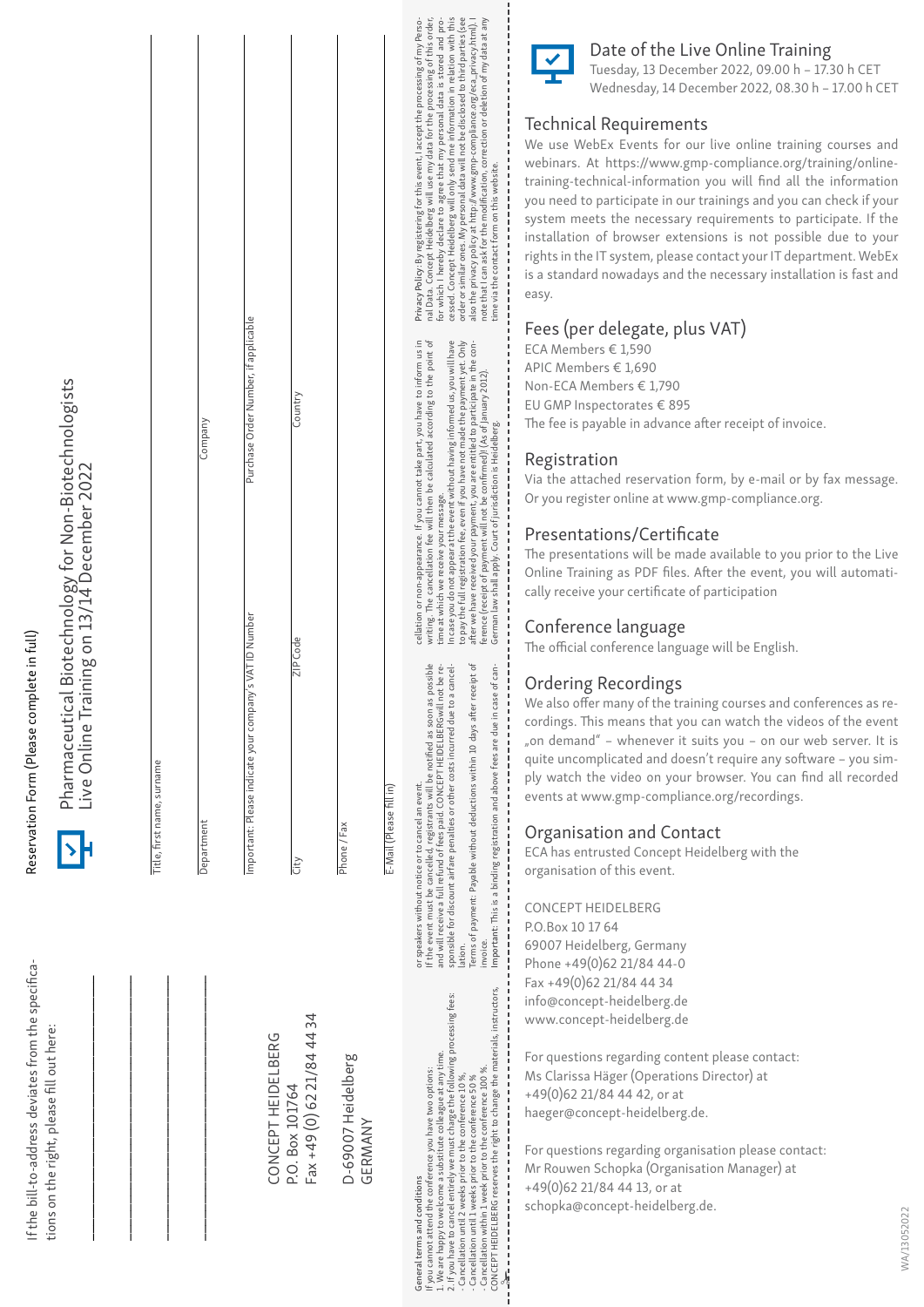If the bill-to-address deviates from the specifications on the right, please fill out here:

CONCEPT HEIDELBERG
P.O. Box 101764
Fax +49 (0) 62 21/84 44 34

D-69007 Heidelberg
GERMANY

Reservation Form (Please complete in full)

Pharmaceutical Biotechnology for Non-Biotechnologists
Live Online Training on 13/14 December 2022

Title, first name, surname

Department

Company

Important: Please indicate your company's VAT ID Number

Purchase Order Number, if applicable

City

ZIP Code

Country

Phone / Fax

E-Mail (Please fill in)

General terms and conditions
If you cannot attend the conference you have two options:
1. We are happy to welcome a substitute colleague at any time.
2. If you have to cancel entirely we must charge the following processing fees:
- Cancellation until 2 weeks prior to the conference 10 %,
- Cancellation until 1 weeks prior to the conference 50 %
- Cancellation within 1 week prior to the conference 100 %.
CONCEPT HEIDELBERG reserves the right to change the materials, instructors, or speakers without notice or to cancel an event.
If the event must be cancelled, registrants will be notified as soon as possible and will receive a full refund of fees paid. CONCEPT HEIDELBERG will not be responsible for discount airfare penalties or other costs incurred due to a cancellation.
Terms of payment: Payable without deductions within 10 days after receipt of invoice.
Important: This is a binding registration and above fees are due in case of cancellation or non-appearance. If you cannot take part, you have to inform us in writing. The cancellation fee will then be calculated according to the point of time at which we receive your message.
In case you do not appear at the event without having informed us, you will have to pay the full registration fee, even if you have not made the payment yet. Only after we have received your payment, you are entitled to participate in the conference (receipt of payment will not be confirmed)! (As of January 2012).
German law shall apply. Court of jurisdiction is Heidelberg.

Privacy Policy: By registering for this event, I accept the processing of my Personal Data. Concept Heidelberg will use my data for the processing of this order, for which I hereby declare to agree that my personal data is stored and processed. Concept Heidelberg will only send me information in relation with this order or similar ones. My personal data will not be disclosed to third parties (see also the privacy policy at http://www.gmp-compliance.org/eca_privacy.html). I note that I can ask for the modification, correction or deletion of my data at any time via the contact form on this website.

## Date of the Live Online Training

Tuesday, 13 December 2022, 09.00 h – 17.30 h CET
Wednesday, 14 December 2022, 08.30 h – 17.00 h CET

## Technical Requirements

We use WebEx Events for our live online training courses and webinars. At https://www.gmp-compliance.org/training/online-training-technical-information you will find all the information you need to participate in our trainings and you can check if your system meets the necessary requirements to participate. If the installation of browser extensions is not possible due to your rights in the IT system, please contact your IT department. WebEx is a standard nowadays and the necessary installation is fast and easy.

## Fees (per delegate, plus VAT)

ECA Members € 1,590
APIC Members € 1,690
Non-ECA Members € 1,790
EU GMP Inspectorates € 895
The fee is payable in advance after receipt of invoice.

## Registration

Via the attached reservation form, by e-mail or by fax message. Or you register online at www.gmp-compliance.org.

## Presentations/Certificate

The presentations will be made available to you prior to the Live Online Training as PDF files. After the event, you will automatically receive your certificate of participation

## Conference language

The official conference language will be English.

## Ordering Recordings

We also offer many of the training courses and conferences as recordings. This means that you can watch the videos of the event „on demand" – whenever it suits you – on our web server. It is quite uncomplicated and doesn't require any software – you simply watch the video on your browser. You can find all recorded events at www.gmp-compliance.org/recordings.

## Organisation and Contact

ECA has entrusted Concept Heidelberg with the organisation of this event.

CONCEPT HEIDELBERG
P.O.Box 10 17 64
69007 Heidelberg, Germany
Phone +49(0)62 21/84 44-0
Fax +49(0)62 21/84 44 34
info@concept-heidelberg.de
www.concept-heidelberg.de

For questions regarding content please contact:
Ms Clarissa Häger (Operations Director) at
+49(0)62 21/84 44 42, or at
haeger@concept-heidelberg.de.

For questions regarding organisation please contact:
Mr Rouwen Schopka (Organisation Manager) at
+49(0)62 21/84 44 13, or at
schopka@concept-heidelberg.de.

WA/13052022